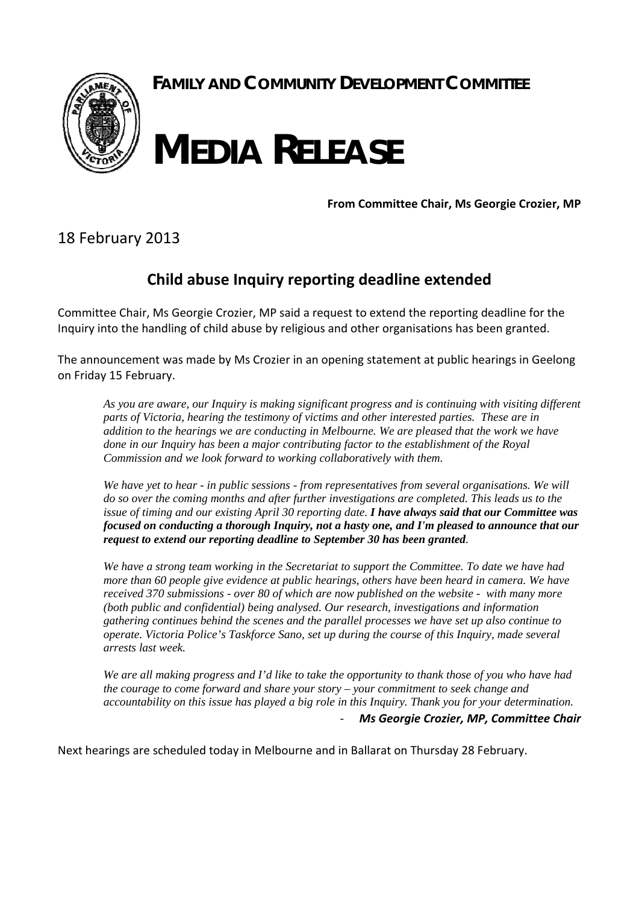**FAMILY AND COMMUNITY DEVELOPMENT COMMITTEE**

# MEDIA RELEASE

**From Committee Chair, Ms Georgie Crozier, MP**

18 February 2013

## Child abuse Inquiry reporting deadline extended

Committee Chair, Ms Georgie Crozier, MP said a request to extend the reporting deadline for the Inquiry into the handling of child abuse by religious and other organisations has been granted.

The announcement was made by Ms Crozier in an opening statement at public hearings in Geelong on Friday 15 February.

> *As you are aware, our Inquiry is making significant progress and is continuing with visiting different parts of Victoria, hearing the testimony of victims and other interested parties. These are in addition to the hearings we are conducting in Melbourne. We are pleased that the work we have done in our Inquiry has been a major contributing factor to the establishment of the Royal Commission and we look forward to working collaboratively with them.*
>
> *We have yet to hear - in public sessions - from representatives from several organisations. We will do so over the coming months and after further investigations are completed. This leads us to the issue of timing and our existing April 30 reporting date.* ***I have always said that our Committee was focused on conducting a thorough Inquiry, not a hasty one, and I'm pleased to announce that our request to extend our reporting deadline to September 30 has been granted.***
>
> *We have a strong team working in the Secretariat to support the Committee. To date we have had more than 60 people give evidence at public hearings, others have been heard in camera. We have received 370 submissions - over 80 of which are now published on the website - with many more (both public and confidential) being analysed. Our research, investigations and information gathering continues behind the scenes and the parallel processes we have set up also continue to operate. Victoria Police's Taskforce Sano, set up during the course of this Inquiry, made several arrests last week.*
>
> *We are all making progress and I'd like to take the opportunity to thank those of you who have had the courage to come forward and share your story – your commitment to seek change and accountability on this issue has played a big role in this Inquiry. Thank you for your determination.*
>
> \- ***Ms Georgie Crozier, MP, Committee Chair***

Next hearings are scheduled today in Melbourne and in Ballarat on Thursday 28 February.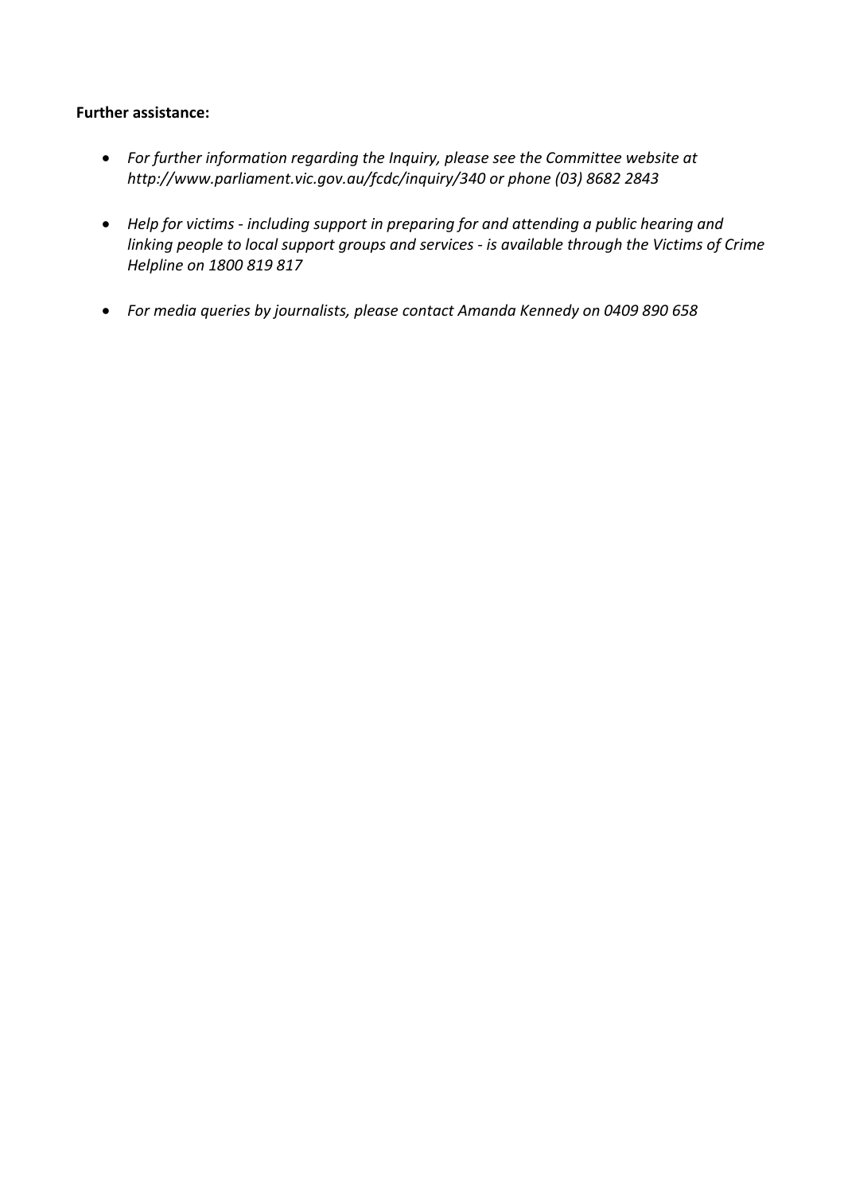**Further assistance:**

- *For further information regarding the Inquiry, please see the Committee website at http://www.parliament.vic.gov.au/fcdc/inquiry/340 or phone (03) 8682 2843*

- *Help for victims - including support in preparing for and attending a public hearing and linking people to local support groups and services - is available through the Victims of Crime Helpline on 1800 819 817*

- *For media queries by journalists, please contact Amanda Kennedy on 0409 890 658*